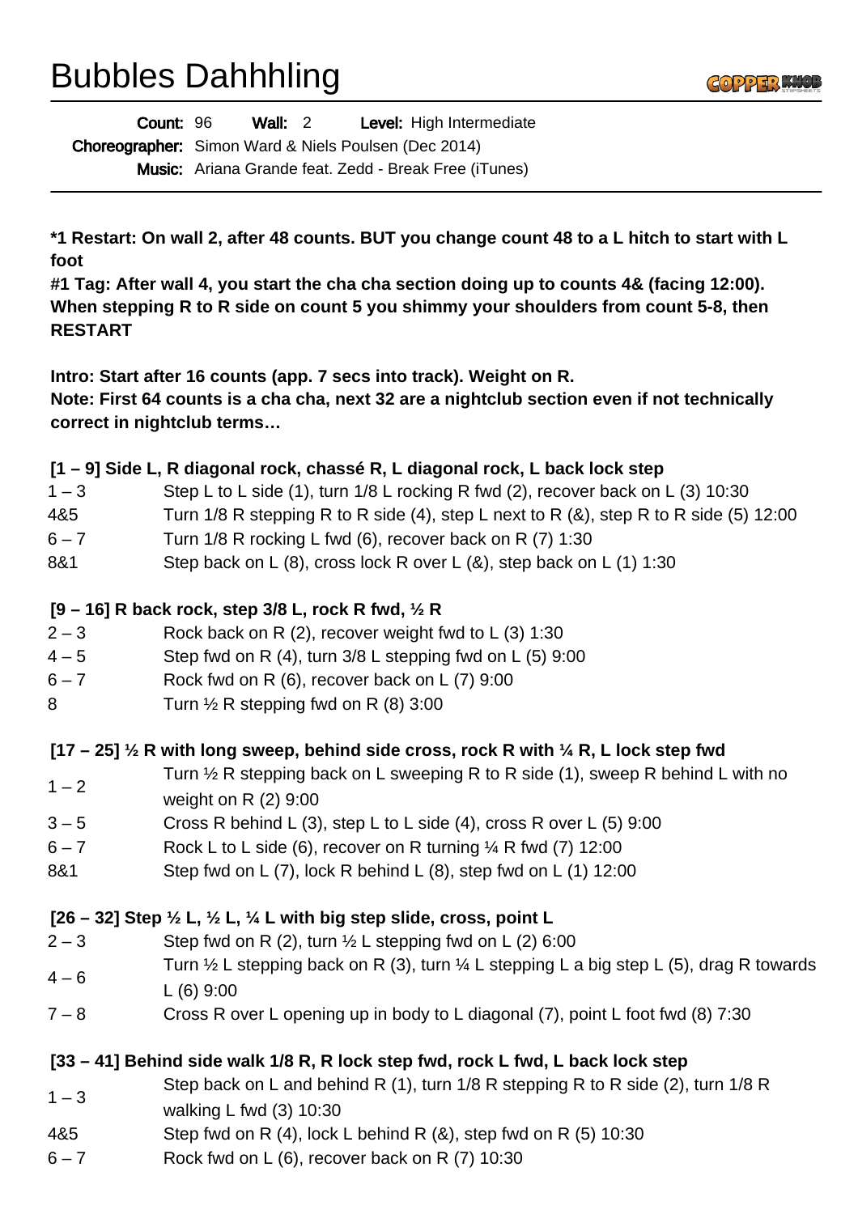# Bubbles Dahhhling

**Count:** 96 **Wall:** 2 **Level:** High Intermediate
**Choreographer:** Simon Ward & Niels Poulsen (Dec 2014)
**Music:** Ariana Grande feat. Zedd - Break Free (iTunes)

**\*1 Restart: On wall 2, after 48 counts. BUT you change count 48 to a L hitch to start with L foot**
**#1 Tag: After wall 4, you start the cha cha section doing up to counts 4& (facing 12:00). When stepping R to R side on count 5 you shimmy your shoulders from count 5-8, then RESTART**

**Intro: Start after 16 counts (app. 7 secs into track). Weight on R.**
**Note: First 64 counts is a cha cha, next 32 are a nightclub section even if not technically correct in nightclub terms…**

**[1 – 9] Side L, R diagonal rock, chassé R, L diagonal rock, L back lock step**

| | |
|---|---|
| 1 – 3 | Step L to L side (1), turn 1/8 L rocking R fwd (2), recover back on L (3) 10:30 |
| 4&5 | Turn 1/8 R stepping R to R side (4), step L next to R (&), step R to R side (5) 12:00 |
| 6 – 7 | Turn 1/8 R rocking L fwd (6), recover back on R (7) 1:30 |
| 8&1 | Step back on L (8), cross lock R over L (&), step back on L (1) 1:30 |

**[9 – 16] R back rock, step 3/8 L, rock R fwd, ½ R**

| | |
|---|---|
| 2 – 3 | Rock back on R (2), recover weight fwd to L (3) 1:30 |
| 4 – 5 | Step fwd on R (4), turn 3/8 L stepping fwd on L (5) 9:00 |
| 6 – 7 | Rock fwd on R (6), recover back on L (7) 9:00 |
| 8 | Turn ½ R stepping fwd on R (8) 3:00 |

**[17 – 25] ½ R with long sweep, behind side cross, rock R with ¼ R, L lock step fwd**

| | |
|---|---|
| 1 – 2 | Turn ½ R stepping back on L sweeping R to R side (1), sweep R behind L with no weight on R (2) 9:00 |
| 3 – 5 | Cross R behind L (3), step L to L side (4), cross R over L (5) 9:00 |
| 6 – 7 | Rock L to L side (6), recover on R turning ¼ R fwd (7) 12:00 |
| 8&1 | Step fwd on L (7), lock R behind L (8), step fwd on L (1) 12:00 |

**[26 – 32] Step ½ L, ½ L, ¼ L with big step slide, cross, point L**

| | |
|---|---|
| 2 – 3 | Step fwd on R (2), turn ½ L stepping fwd on L (2) 6:00 |
| 4 – 6 | Turn ½ L stepping back on R (3), turn ¼ L stepping L a big step L (5), drag R towards L (6) 9:00 |
| 7 – 8 | Cross R over L opening up in body to L diagonal (7), point L foot fwd (8) 7:30 |

**[33 – 41] Behind side walk 1/8 R, R lock step fwd, rock L fwd, L back lock step**

| | |
|---|---|
| 1 – 3 | Step back on L and behind R (1), turn 1/8 R stepping R to R side (2), turn 1/8 R walking L fwd (3) 10:30 |
| 4&5 | Step fwd on R (4), lock L behind R (&), step fwd on R (5) 10:30 |
| 6 – 7 | Rock fwd on L (6), recover back on R (7) 10:30 |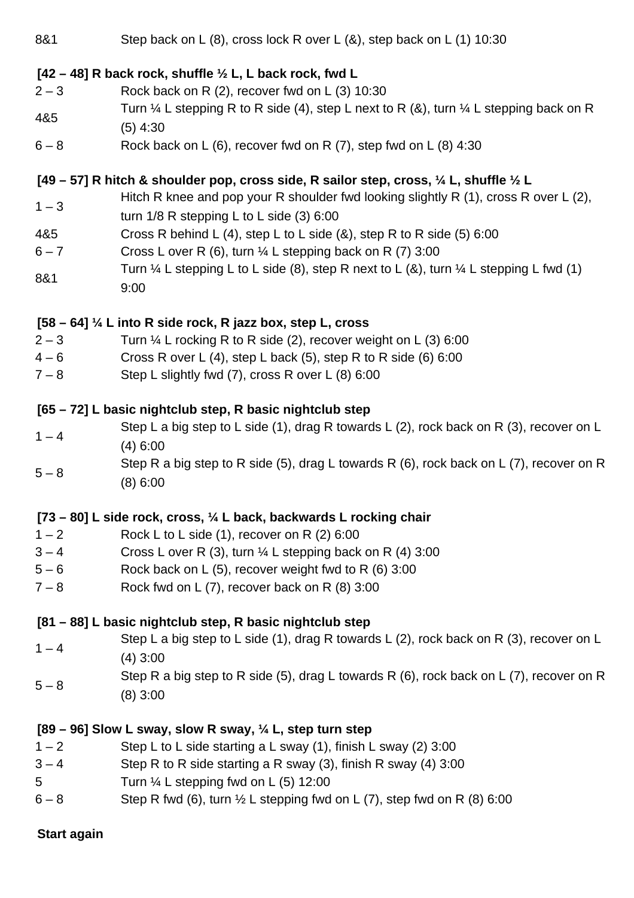| | |
|---|---|
| 8&1 | Step back on L (8), cross lock R over L (&), step back on L (1) 10:30 |

**[42 – 48] R back rock, shuffle ½ L, L back rock, fwd L**

| | |
|---|---|
| 2 – 3 | Rock back on R (2), recover fwd on L (3) 10:30 |
| 4&5 | Turn ¼ L stepping R to R side (4), step L next to R (&), turn ¼ L stepping back on R (5) 4:30 |
| 6 – 8 | Rock back on L (6), recover fwd on R (7), step fwd on L (8) 4:30 |

**[49 – 57] R hitch & shoulder pop, cross side, R sailor step, cross, ¼ L, shuffle ½ L**

| | |
|---|---|
| 1 – 3 | Hitch R knee and pop your R shoulder fwd looking slightly R (1), cross R over L (2), turn 1/8 R stepping L to L side (3) 6:00 |
| 4&5 | Cross R behind L (4), step L to L side (&), step R to R side (5) 6:00 |
| 6 – 7 | Cross L over R (6), turn ¼ L stepping back on R (7) 3:00 |
| 8&1 | Turn ¼ L stepping L to L side (8), step R next to L (&), turn ¼ L stepping L fwd (1) 9:00 |

**[58 – 64] ¼ L into R side rock, R jazz box, step L, cross**

| | |
|---|---|
| 2 – 3 | Turn ¼ L rocking R to R side (2), recover weight on L (3) 6:00 |
| 4 – 6 | Cross R over L (4), step L back (5), step R to R side (6) 6:00 |
| 7 – 8 | Step L slightly fwd (7), cross R over L (8) 6:00 |

**[65 – 72] L basic nightclub step, R basic nightclub step**

| | |
|---|---|
| 1 – 4 | Step L a big step to L side (1), drag R towards L (2), rock back on R (3), recover on L (4) 6:00 |
| 5 – 8 | Step R a big step to R side (5), drag L towards R (6), rock back on L (7), recover on R (8) 6:00 |

**[73 – 80] L side rock, cross, ¼ L back, backwards L rocking chair**

| | |
|---|---|
| 1 – 2 | Rock L to L side (1), recover on R (2) 6:00 |
| 3 – 4 | Cross L over R (3), turn ¼ L stepping back on R (4) 3:00 |
| 5 – 6 | Rock back on L (5), recover weight fwd to R (6) 3:00 |
| 7 – 8 | Rock fwd on L (7), recover back on R (8) 3:00 |

**[81 – 88] L basic nightclub step, R basic nightclub step**

| | |
|---|---|
| 1 – 4 | Step L a big step to L side (1), drag R towards L (2), rock back on R (3), recover on L (4) 3:00 |
| 5 – 8 | Step R a big step to R side (5), drag L towards R (6), rock back on L (7), recover on R (8) 3:00 |

**[89 – 96] Slow L sway, slow R sway, ¼ L, step turn step**

| | |
|---|---|
| 1 – 2 | Step L to L side starting a L sway (1), finish L sway (2) 3:00 |
| 3 – 4 | Step R to R side starting a R sway (3), finish R sway (4) 3:00 |
| 5 | Turn ¼ L stepping fwd on L (5) 12:00 |
| 6 – 8 | Step R fwd (6), turn ½ L stepping fwd on L (7), step fwd on R (8) 6:00 |

**Start again**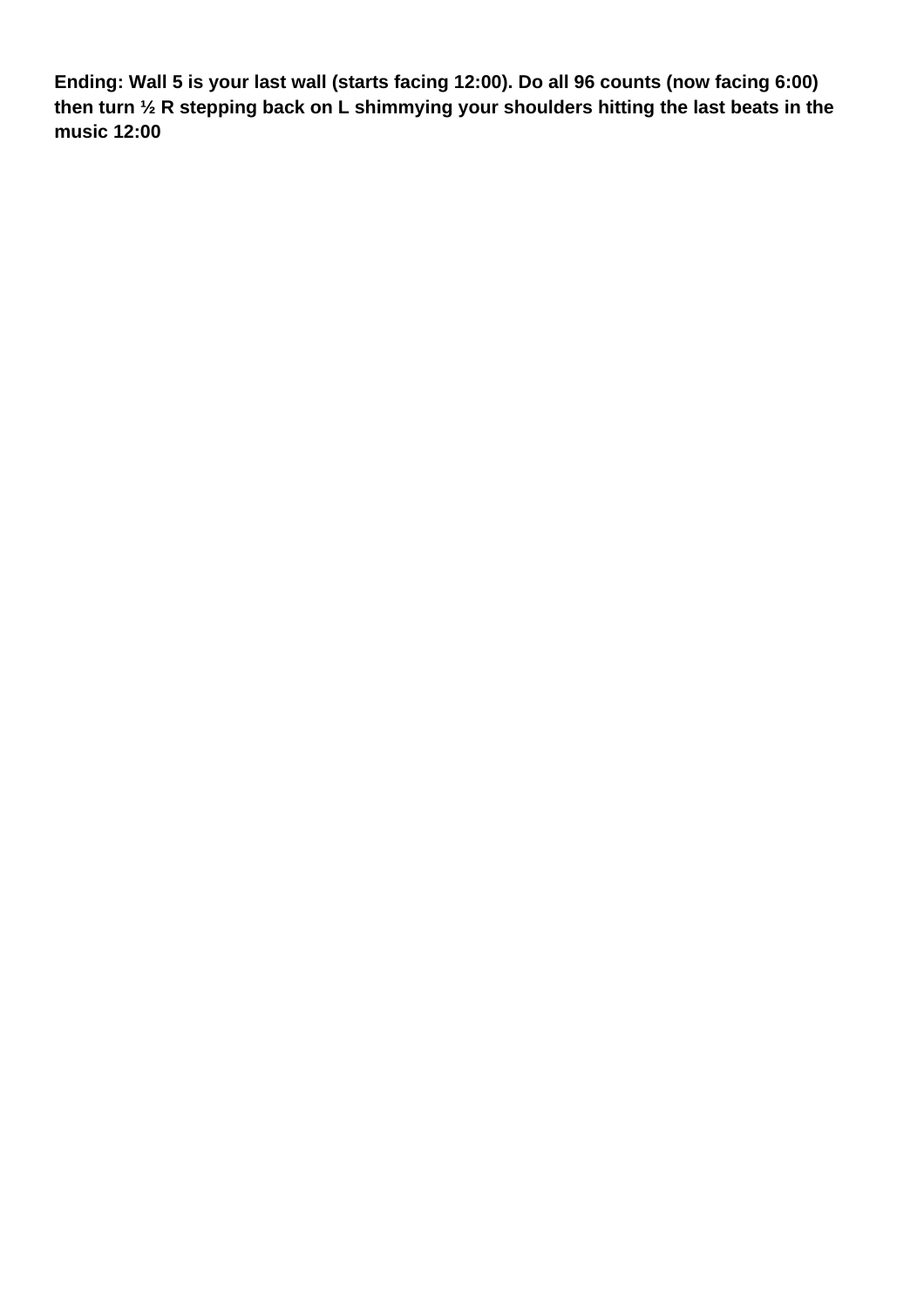**Ending: Wall 5 is your last wall (starts facing 12:00). Do all 96 counts (now facing 6:00) then turn ½ R stepping back on L shimmying your shoulders hitting the last beats in the music 12:00**